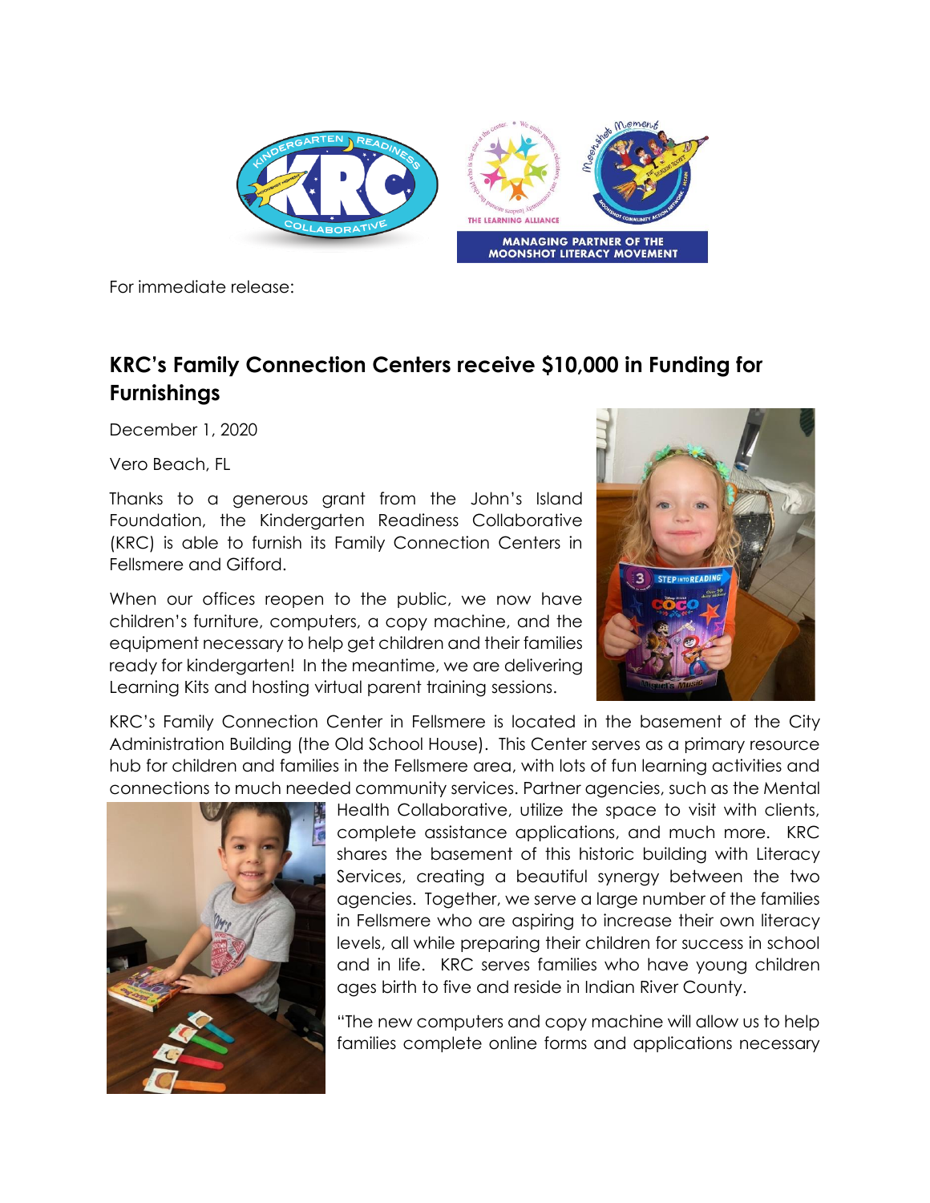For immediate release:

## KRC's Family Connection Centers receive $10,000 in Funding for Furnishings

December 1, 2020

Vero Beach, FL

Thanks to a generous grant from the John's Island Foundation, the Kindergarten Readiness Collaborative (KRC) is able to furnish its Family Connection Centers in Fellsmere and Gifford.

When our offices reopen to the public, we now have children's furniture, computers, a copy machine, and the equipment necessary to help get children and their families ready for kindergarten! In the meantime, we are delivering Learning Kits and hosting virtual parent training sessions.

KRC's Family Connection Center in Fellsmere is located in the basement of the City Administration Building (the Old School House). This Center serves as a primary resource hub for children and families in the Fellsmere area, with lots of fun learning activities and connections to much needed community services. Partner agencies, such as the Mental Health Collaborative, utilize the space to visit with clients, complete assistance applications, and much more. KRC shares the basement of this historic building with Literacy Services, creating a beautiful synergy between the two agencies. Together, we serve a large number of the families in Fellsmere who are aspiring to increase their own literacy levels, all while preparing their children for success in school and in life. KRC serves families who have young children ages birth to five and reside in Indian River County.

"The new computers and copy machine will allow us to help families complete online forms and applications necessary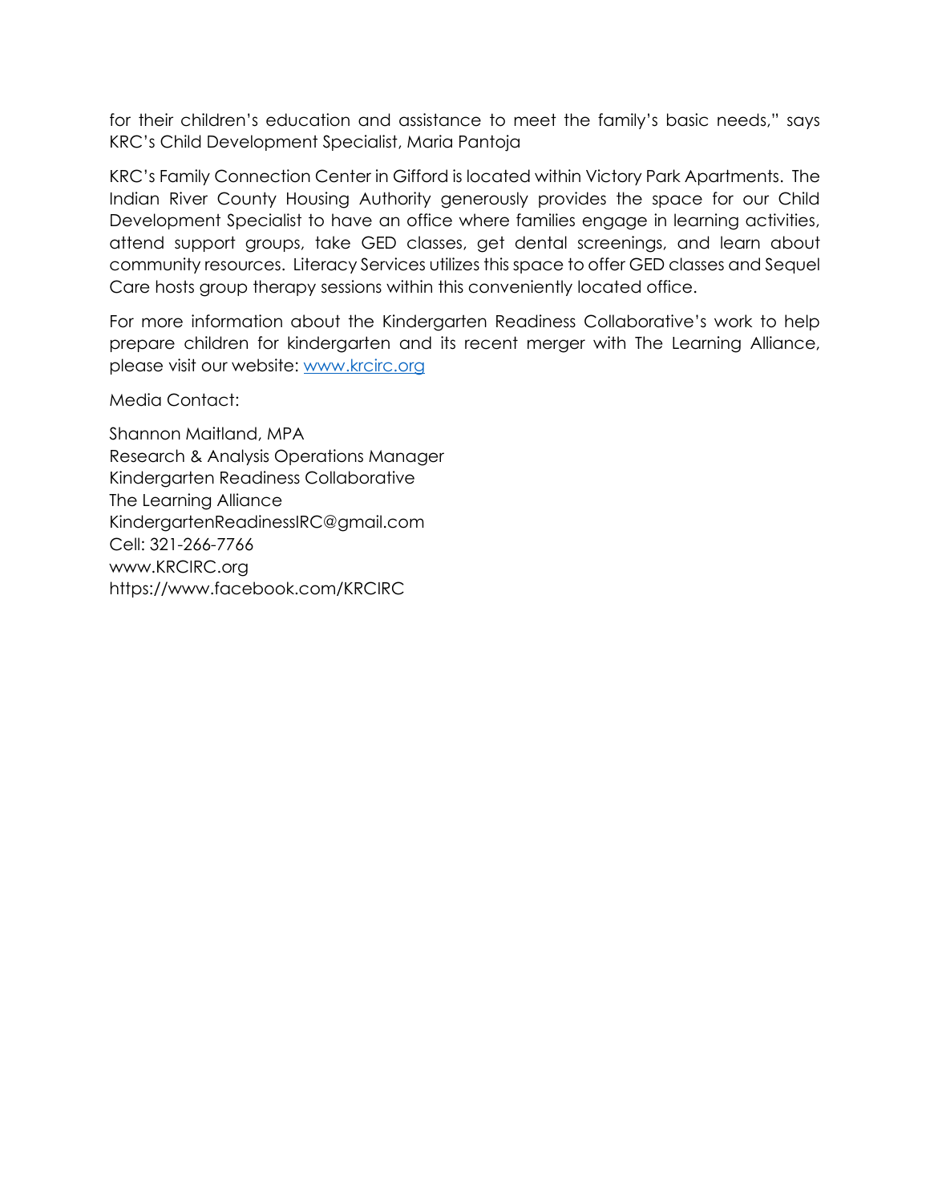for their children's education and assistance to meet the family's basic needs," says KRC's Child Development Specialist, Maria Pantoja

KRC's Family Connection Center in Gifford is located within Victory Park Apartments. The Indian River County Housing Authority generously provides the space for our Child Development Specialist to have an office where families engage in learning activities, attend support groups, take GED classes, get dental screenings, and learn about community resources. Literacy Services utilizes this space to offer GED classes and Sequel Care hosts group therapy sessions within this conveniently located office.

For more information about the Kindergarten Readiness Collaborative's work to help prepare children for kindergarten and its recent merger with The Learning Alliance, please visit our website: [www.krcirc.org](http://www.krcirc.org)

Media Contact:

Shannon Maitland, MPA
Research & Analysis Operations Manager
Kindergarten Readiness Collaborative
The Learning Alliance
KindergartenReadinessIRC@gmail.com
Cell: 321-266-7766
www.KRCIRC.org
https://www.facebook.com/KRCIRC